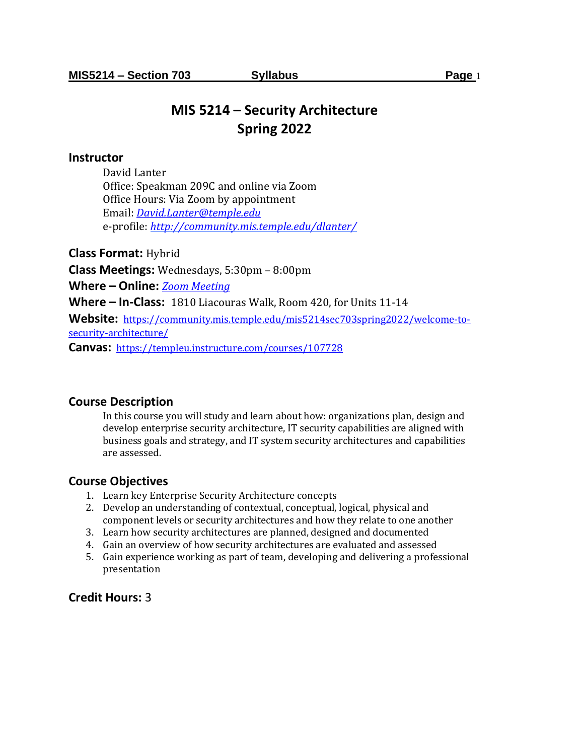# MIS 5214 – Security Architecture
# Spring 2022

## Instructor

David Lanter
Office: Speakman 209C and online via Zoom
Office Hours: Via Zoom by appointment
Email: *David.Lanter@temple.edu*
e-profile: *http://community.mis.temple.edu/dlanter/*

**Class Format:** Hybrid

**Class Meetings:** Wednesdays, 5:30pm – 8:00pm

**Where – Online:** *Zoom Meeting*

**Where – In-Class:** 1810 Liacouras Walk, Room 420, for Units 11-14

**Website:** https://community.mis.temple.edu/mis5214sec703spring2022/welcome-to-security-architecture/

**Canvas:** https://templeu.instructure.com/courses/107728

## Course Description

In this course you will study and learn about how: organizations plan, design and develop enterprise security architecture, IT security capabilities are aligned with business goals and strategy, and IT system security architectures and capabilities are assessed.

## Course Objectives

1. Learn key Enterprise Security Architecture concepts
2. Develop an understanding of contextual, conceptual, logical, physical and component levels or security architectures and how they relate to one another
3. Learn how security architectures are planned, designed and documented
4. Gain an overview of how security architectures are evaluated and assessed
5. Gain experience working as part of team, developing and delivering a professional presentation

## Credit Hours: 3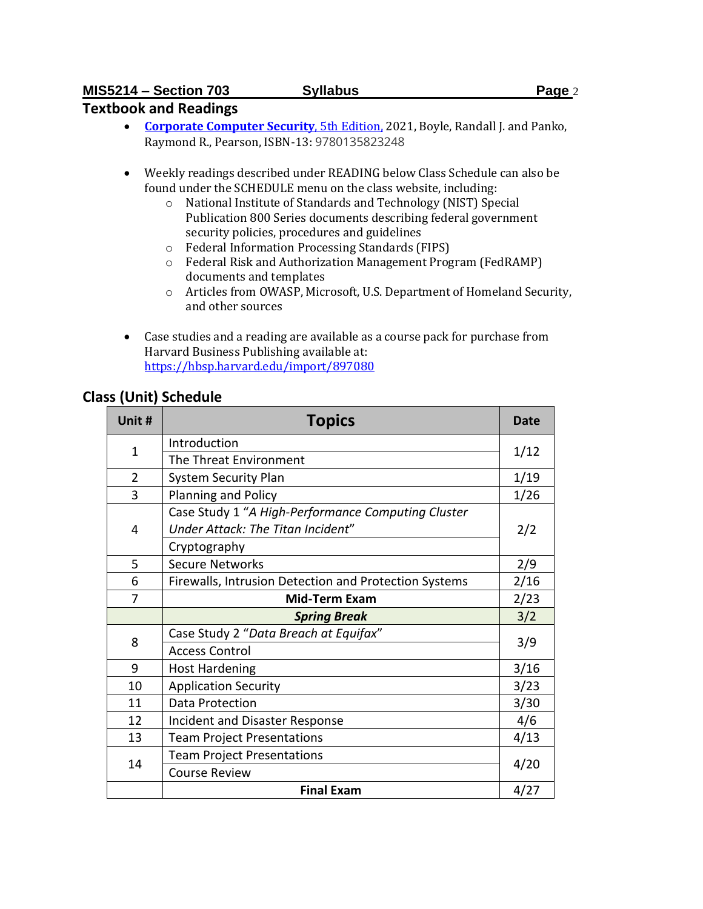## Textbook and Readings

- **Corporate Computer Security**, 5th Edition, 2021, Boyle, Randall J. and Panko, Raymond R., Pearson, ISBN-13: 9780135823248

- Weekly readings described under READING below Class Schedule can also be found under the SCHEDULE menu on the class website, including:
  - National Institute of Standards and Technology (NIST) Special Publication 800 Series documents describing federal government security policies, procedures and guidelines
  - Federal Information Processing Standards (FIPS)
  - Federal Risk and Authorization Management Program (FedRAMP) documents and templates
  - Articles from OWASP, Microsoft, U.S. Department of Homeland Security, and other sources

- Case studies and a reading are available as a course pack for purchase from Harvard Business Publishing available at: https://hbsp.harvard.edu/import/897080

## Class (Unit) Schedule

| Unit # | Topics | Date |
|---|---|---|
| 1 | Introduction | 1/12 |
| | The Threat Environment | |
| 2 | System Security Plan | 1/19 |
| 3 | Planning and Policy | 1/26 |
| 4 | Case Study 1 *"A High-Performance Computing Cluster Under Attack: The Titan Incident"* | 2/2 |
| | Cryptography | |
| 5 | Secure Networks | 2/9 |
| 6 | Firewalls, Intrusion Detection and Protection Systems | 2/16 |
| 7 | **Mid-Term Exam** | 2/23 |
| | ***Spring Break*** | 3/2 |
| 8 | Case Study 2 *"Data Breach at Equifax"* | 3/9 |
| | Access Control | |
| 9 | Host Hardening | 3/16 |
| 10 | Application Security | 3/23 |
| 11 | Data Protection | 3/30 |
| 12 | Incident and Disaster Response | 4/6 |
| 13 | Team Project Presentations | 4/13 |
| 14 | Team Project Presentations | 4/20 |
| | Course Review | |
| | **Final Exam** | 4/27 |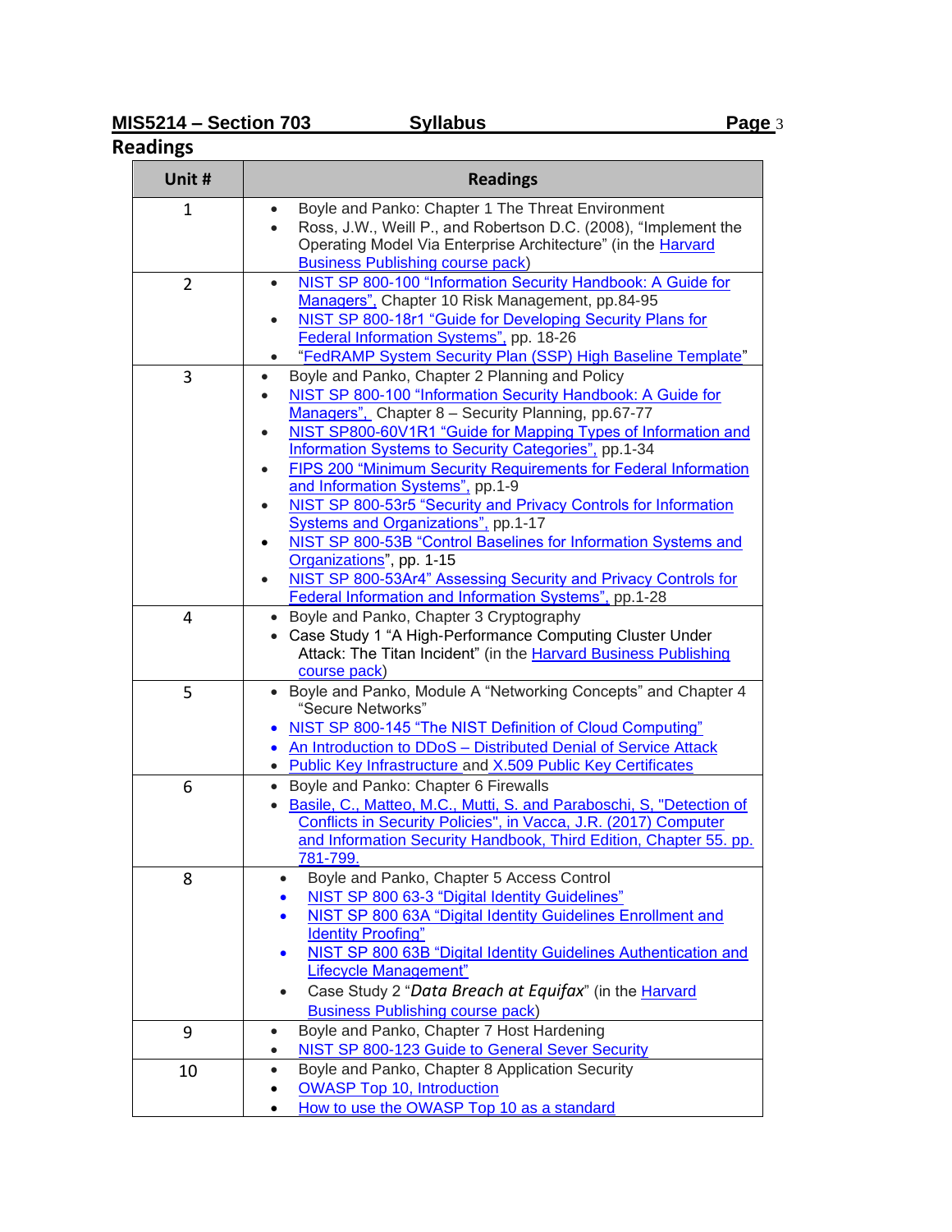## Readings

| Unit # | Readings |
|---|---|
| 1 | • Boyle and Panko: Chapter 1 The Threat Environment<br>• Ross, J.W., Weill P., and Robertson D.C. (2008), "Implement the Operating Model Via Enterprise Architecture" (in the Harvard Business Publishing course pack) |
| 2 | • NIST SP 800-100 "Information Security Handbook: A Guide for Managers", Chapter 10 Risk Management, pp.84-95<br>• NIST SP 800-18r1 "Guide for Developing Security Plans for Federal Information Systems", pp. 18-26<br>• "FedRAMP System Security Plan (SSP) High Baseline Template" |
| 3 | • Boyle and Panko, Chapter 2 Planning and Policy<br>• NIST SP 800-100 "Information Security Handbook: A Guide for Managers", Chapter 8 – Security Planning, pp.67-77<br>• NIST SP800-60V1R1 "Guide for Mapping Types of Information and Information Systems to Security Categories", pp.1-34<br>• FIPS 200 "Minimum Security Requirements for Federal Information and Information Systems", pp.1-9<br>• NIST SP 800-53r5 "Security and Privacy Controls for Information Systems and Organizations", pp.1-17<br>• NIST SP 800-53B "Control Baselines for Information Systems and Organizations", pp. 1-15<br>• NIST SP 800-53Ar4" Assessing Security and Privacy Controls for Federal Information and Information Systems", pp.1-28 |
| 4 | • Boyle and Panko, Chapter 3 Cryptography<br>• Case Study 1 "A High-Performance Computing Cluster Under Attack: The Titan Incident" (in the Harvard Business Publishing course pack) |
| 5 | • Boyle and Panko, Module A "Networking Concepts" and Chapter 4 "Secure Networks"<br>• NIST SP 800-145 "The NIST Definition of Cloud Computing"<br>• An Introduction to DDoS – Distributed Denial of Service Attack<br>• Public Key Infrastructure and X.509 Public Key Certificates |
| 6 | • Boyle and Panko: Chapter 6 Firewalls<br>• Basile, C., Matteo, M.C., Mutti, S. and Paraboschi, S, "Detection of Conflicts in Security Policies", in Vacca, J.R. (2017) Computer and Information Security Handbook, Third Edition, Chapter 55. pp. 781-799. |
| 8 | • Boyle and Panko, Chapter 5 Access Control<br>• NIST SP 800 63-3 "Digital Identity Guidelines"<br>• NIST SP 800 63A "Digital Identity Guidelines Enrollment and Identity Proofing"<br>• NIST SP 800 63B "Digital Identity Guidelines Authentication and Lifecycle Management"<br>• Case Study 2 "*Data Breach at Equifax*" (in the Harvard Business Publishing course pack) |
| 9 | • Boyle and Panko, Chapter 7 Host Hardening<br>• NIST SP 800-123 Guide to General Sever Security |
| 10 | • Boyle and Panko, Chapter 8 Application Security<br>• OWASP Top 10, Introduction<br>• How to use the OWASP Top 10 as a standard |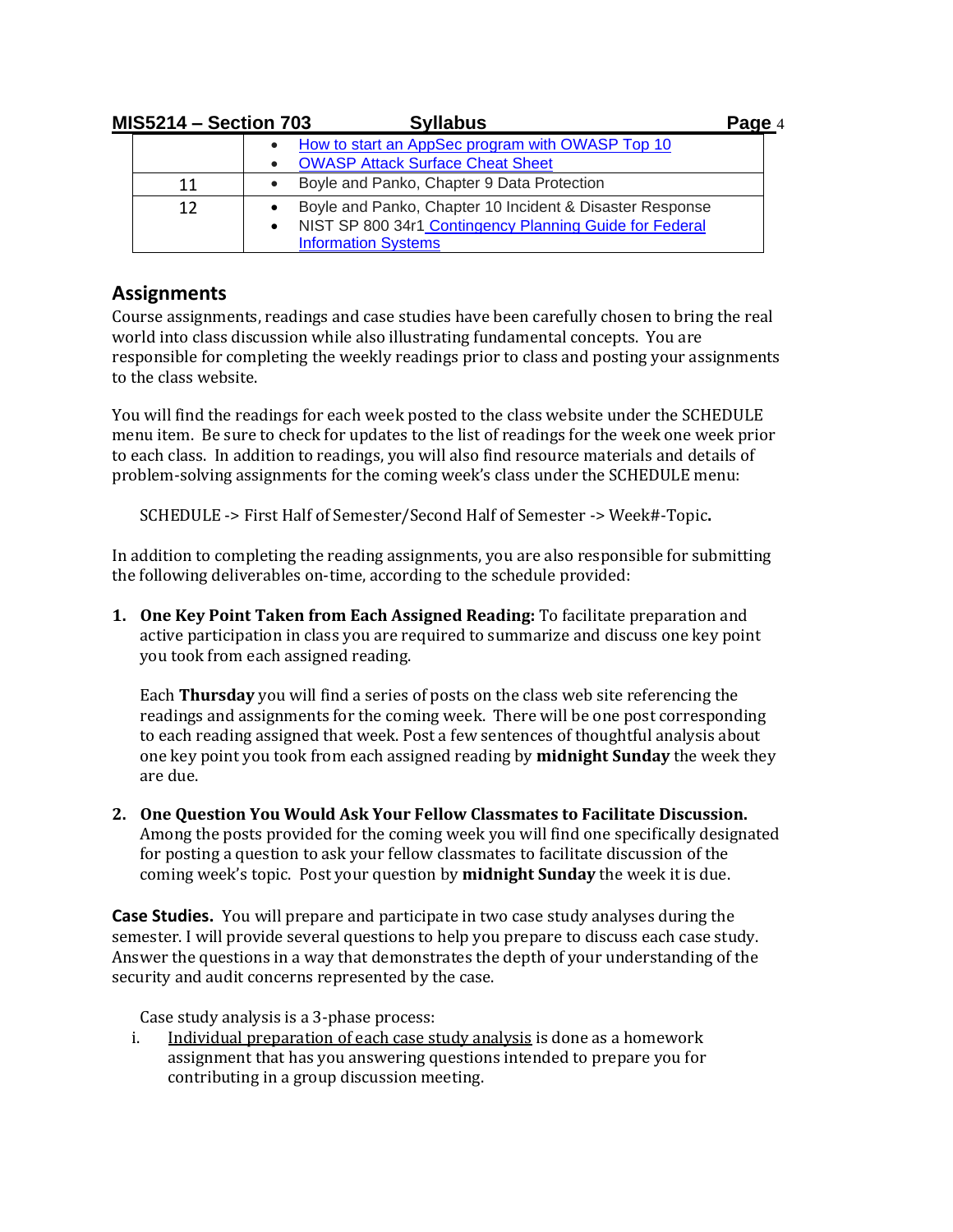| | |
|---|---|
| | • How to start an AppSec program with OWASP Top 10<br>• OWASP Attack Surface Cheat Sheet |
| 11 | • Boyle and Panko, Chapter 9 Data Protection |
| 12 | • Boyle and Panko, Chapter 10 Incident & Disaster Response<br>• NIST SP 800 34r1 Contingency Planning Guide for Federal Information Systems |

## Assignments

Course assignments, readings and case studies have been carefully chosen to bring the real world into class discussion while also illustrating fundamental concepts. You are responsible for completing the weekly readings prior to class and posting your assignments to the class website.

You will find the readings for each week posted to the class website under the SCHEDULE menu item. Be sure to check for updates to the list of readings for the week one week prior to each class. In addition to readings, you will also find resource materials and details of problem-solving assignments for the coming week's class under the SCHEDULE menu:

SCHEDULE -> First Half of Semester/Second Half of Semester -> Week#-Topic**.**

In addition to completing the reading assignments, you are also responsible for submitting the following deliverables on-time, according to the schedule provided:

1. **One Key Point Taken from Each Assigned Reading:** To facilitate preparation and active participation in class you are required to summarize and discuss one key point you took from each assigned reading.

   Each **Thursday** you will find a series of posts on the class web site referencing the readings and assignments for the coming week. There will be one post corresponding to each reading assigned that week. Post a few sentences of thoughtful analysis about one key point you took from each assigned reading by **midnight Sunday** the week they are due.

2. **One Question You Would Ask Your Fellow Classmates to Facilitate Discussion.** Among the posts provided for the coming week you will find one specifically designated for posting a question to ask your fellow classmates to facilitate discussion of the coming week's topic. Post your question by **midnight Sunday** the week it is due.

**Case Studies.** You will prepare and participate in two case study analyses during the semester. I will provide several questions to help you prepare to discuss each case study. Answer the questions in a way that demonstrates the depth of your understanding of the security and audit concerns represented by the case.

Case study analysis is a 3-phase process:

i. Individual preparation of each case study analysis is done as a homework assignment that has you answering questions intended to prepare you for contributing in a group discussion meeting.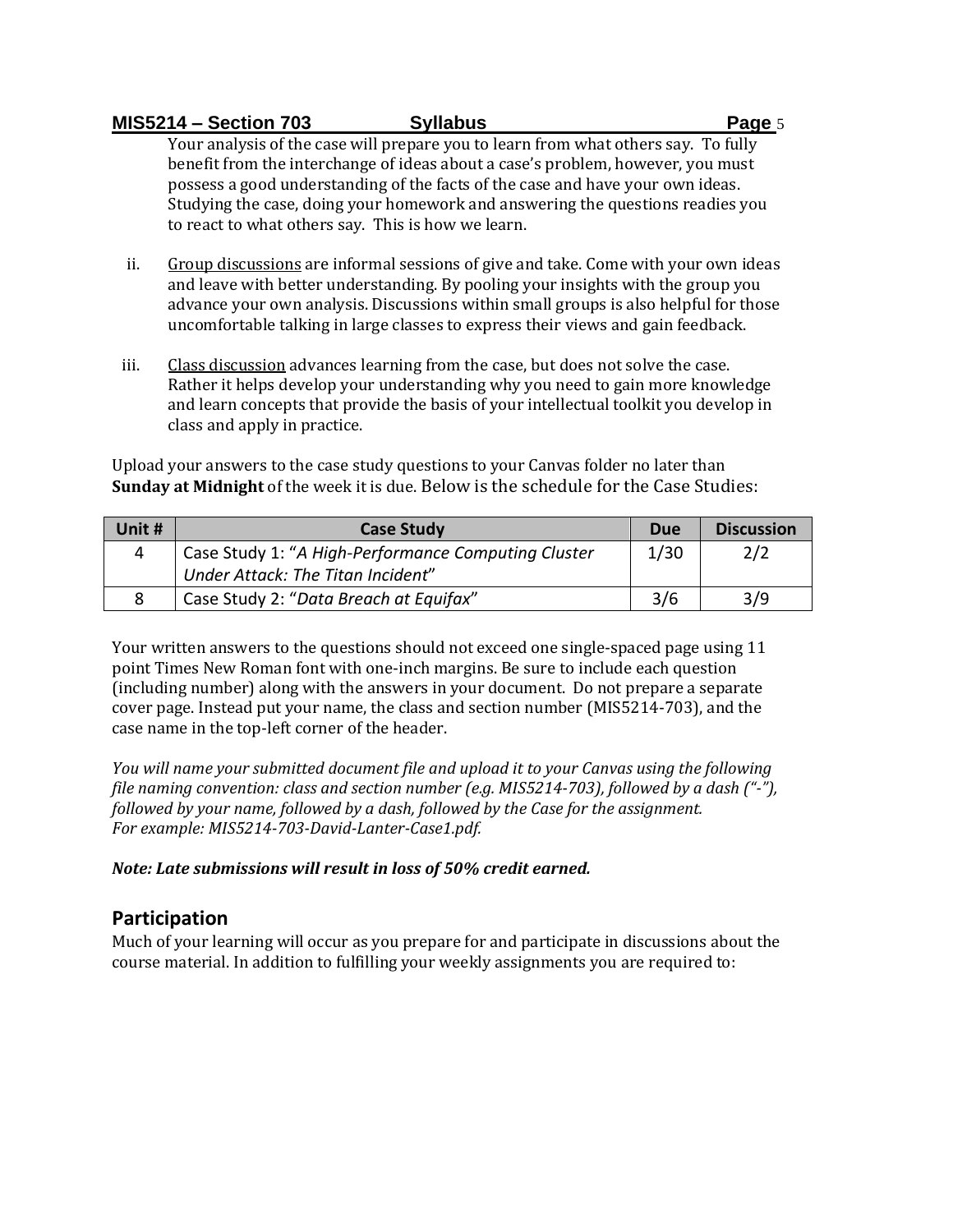Your analysis of the case will prepare you to learn from what others say. To fully benefit from the interchange of ideas about a case's problem, however, you must possess a good understanding of the facts of the case and have your own ideas. Studying the case, doing your homework and answering the questions readies you to react to what others say. This is how we learn.

ii. <u>Group discussions</u> are informal sessions of give and take. Come with your own ideas and leave with better understanding. By pooling your insights with the group you advance your own analysis. Discussions within small groups is also helpful for those uncomfortable talking in large classes to express their views and gain feedback.

iii. <u>Class discussion</u> advances learning from the case, but does not solve the case. Rather it helps develop your understanding why you need to gain more knowledge and learn concepts that provide the basis of your intellectual toolkit you develop in class and apply in practice.

Upload your answers to the case study questions to your Canvas folder no later than **Sunday at Midnight** of the week it is due. Below is the schedule for the Case Studies:

| Unit # | Case Study | Due | Discussion |
|---|---|---|---|
| 4 | Case Study 1: "*A High-Performance Computing Cluster Under Attack: The Titan Incident*" | 1/30 | 2/2 |
| 8 | Case Study 2: "*Data Breach at Equifax*" | 3/6 | 3/9 |

Your written answers to the questions should not exceed one single-spaced page using 11 point Times New Roman font with one-inch margins. Be sure to include each question (including number) along with the answers in your document. Do not prepare a separate cover page. Instead put your name, the class and section number (MIS5214-703), and the case name in the top-left corner of the header.

*You will name your submitted document file and upload it to your Canvas using the following file naming convention: class and section number (e.g. MIS5214-703), followed by a dash ("-"), followed by your name, followed by a dash, followed by the Case for the assignment. For example: MIS5214-703-David-Lanter-Case1.pdf.*

***Note: Late submissions will result in loss of 50% credit earned.***

## Participation

Much of your learning will occur as you prepare for and participate in discussions about the course material. In addition to fulfilling your weekly assignments you are required to: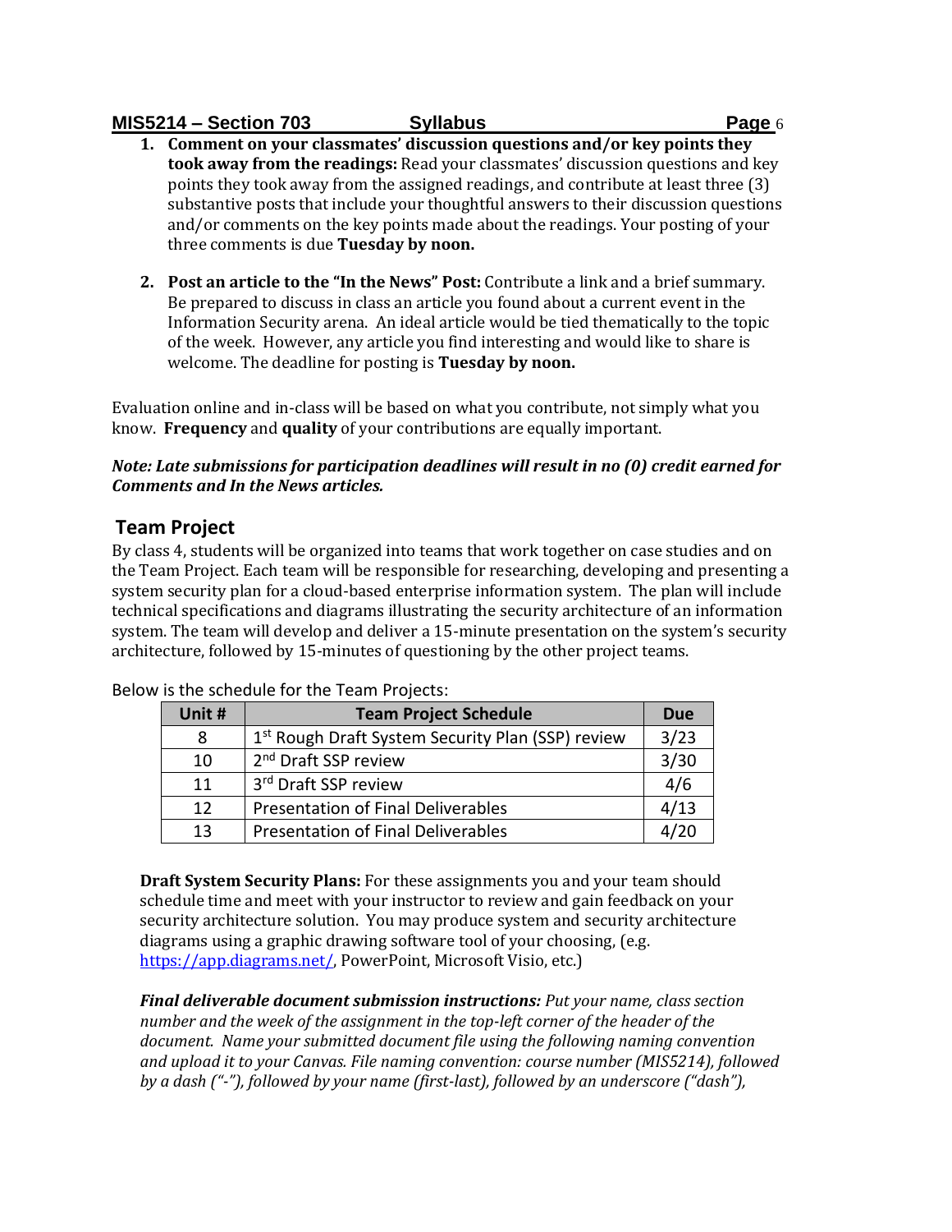1. **Comment on your classmates' discussion questions and/or key points they took away from the readings:** Read your classmates' discussion questions and key points they took away from the assigned readings, and contribute at least three (3) substantive posts that include your thoughtful answers to their discussion questions and/or comments on the key points made about the readings. Your posting of your three comments is due **Tuesday by noon.**

2. **Post an article to the "In the News" Post:** Contribute a link and a brief summary. Be prepared to discuss in class an article you found about a current event in the Information Security arena. An ideal article would be tied thematically to the topic of the week. However, any article you find interesting and would like to share is welcome. The deadline for posting is **Tuesday by noon.**

Evaluation online and in-class will be based on what you contribute, not simply what you know. **Frequency** and **quality** of your contributions are equally important.

***Note: Late submissions for participation deadlines will result in no (0) credit earned for Comments and In the News articles.***

## Team Project

By class 4, students will be organized into teams that work together on case studies and on the Team Project. Each team will be responsible for researching, developing and presenting a system security plan for a cloud-based enterprise information system. The plan will include technical specifications and diagrams illustrating the security architecture of an information system. The team will develop and deliver a 15-minute presentation on the system's security architecture, followed by 15-minutes of questioning by the other project teams.

Below is the schedule for the Team Projects:

| Unit # | Team Project Schedule | Due |
|---|---|---|
| 8 | 1st Rough Draft System Security Plan (SSP) review | 3/23 |
| 10 | 2nd Draft SSP review | 3/30 |
| 11 | 3rd Draft SSP review | 4/6 |
| 12 | Presentation of Final Deliverables | 4/13 |
| 13 | Presentation of Final Deliverables | 4/20 |

**Draft System Security Plans:** For these assignments you and your team should schedule time and meet with your instructor to review and gain feedback on your security architecture solution. You may produce system and security architecture diagrams using a graphic drawing software tool of your choosing, (e.g. [https://app.diagrams.net/](https://app.diagrams.net/), PowerPoint, Microsoft Visio, etc.)

***Final deliverable document submission instructions:*** *Put your name, class section number and the week of the assignment in the top-left corner of the header of the document. Name your submitted document file using the following naming convention and upload it to your Canvas. File naming convention: course number (MIS5214), followed by a dash ("-"), followed by your name (first-last), followed by an underscore ("dash"),*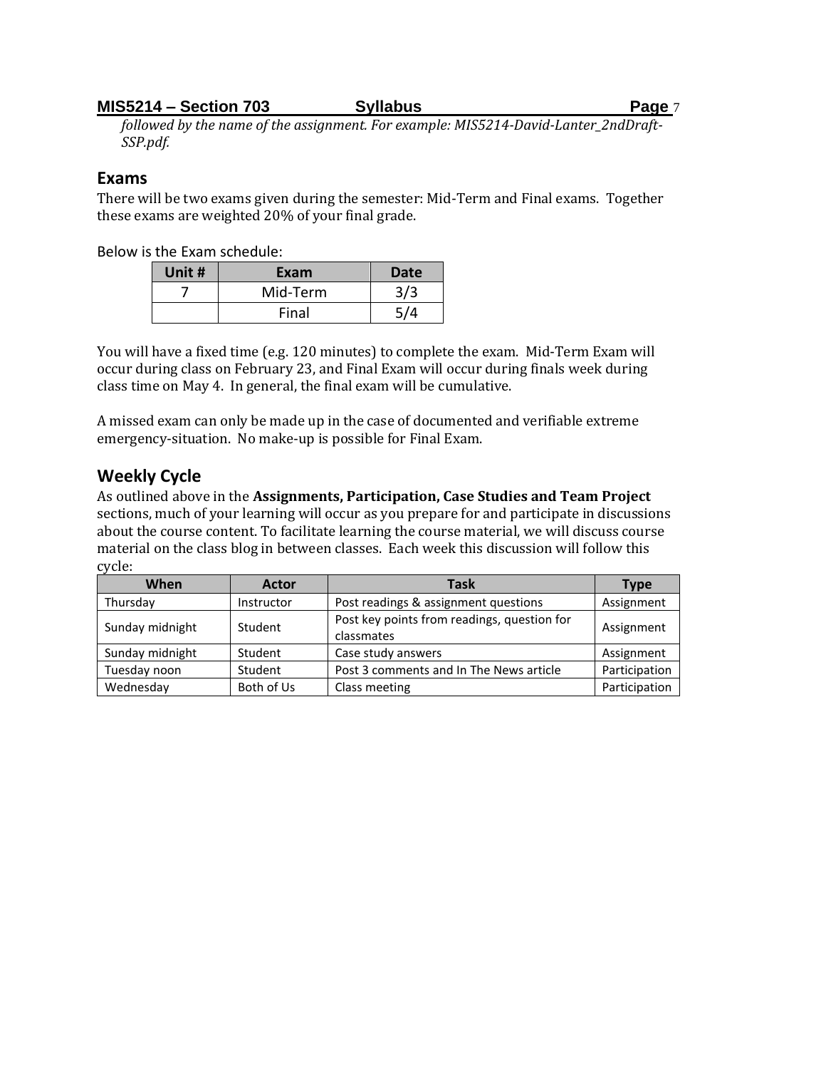*followed by the name of the assignment. For example: MIS5214-David-Lanter_2ndDraft-SSP.pdf.*

## Exams

There will be two exams given during the semester: Mid-Term and Final exams. Together these exams are weighted 20% of your final grade.

Below is the Exam schedule:

| Unit # | Exam | Date |
|---|---|---|
| 7 | Mid-Term | 3/3 |
| | Final | 5/4 |

You will have a fixed time (e.g. 120 minutes) to complete the exam. Mid-Term Exam will occur during class on February 23, and Final Exam will occur during finals week during class time on May 4. In general, the final exam will be cumulative.

A missed exam can only be made up in the case of documented and verifiable extreme emergency-situation. No make-up is possible for Final Exam.

## Weekly Cycle

As outlined above in the **Assignments, Participation, Case Studies and Team Project** sections, much of your learning will occur as you prepare for and participate in discussions about the course content. To facilitate learning the course material, we will discuss course material on the class blog in between classes. Each week this discussion will follow this cycle:

| When | Actor | Task | Type |
|---|---|---|---|
| Thursday | Instructor | Post readings & assignment questions | Assignment |
| Sunday midnight | Student | Post key points from readings, question for classmates | Assignment |
| Sunday midnight | Student | Case study answers | Assignment |
| Tuesday noon | Student | Post 3 comments and In The News article | Participation |
| Wednesday | Both of Us | Class meeting | Participation |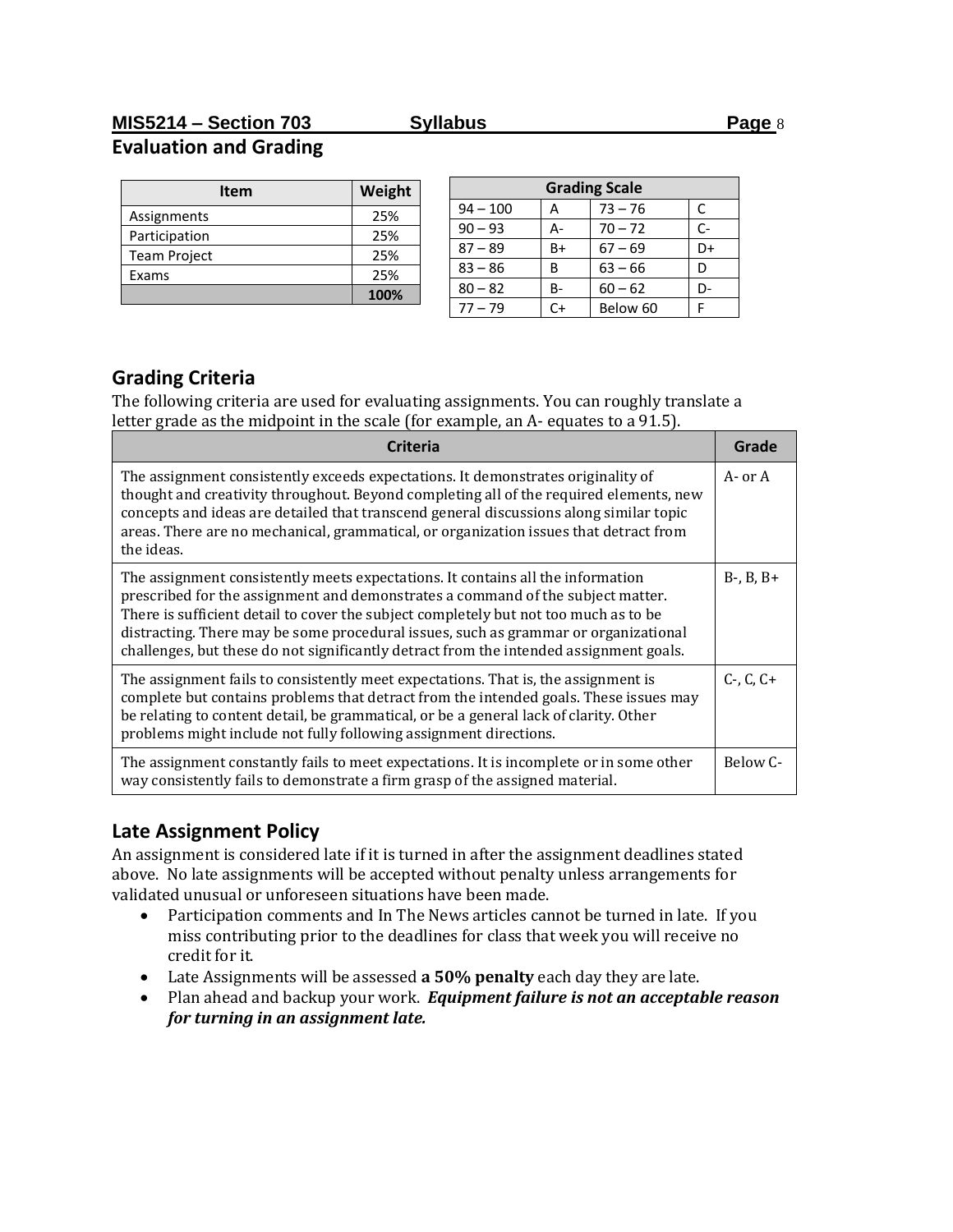## Evaluation and Grading

| Item | Weight |
| --- | --- |
| Assignments | 25% |
| Participation | 25% |
| Team Project | 25% |
| Exams | 25% |
| | **100%** |

| Grading Scale | | | |
| --- | --- | --- | --- |
| 94 – 100 | A | 73 – 76 | C |
| 90 – 93 | A- | 70 – 72 | C- |
| 87 – 89 | B+ | 67 – 69 | D+ |
| 83 – 86 | B | 63 – 66 | D |
| 80 – 82 | B- | 60 – 62 | D- |
| 77 – 79 | C+ | Below 60 | F |

## Grading Criteria

The following criteria are used for evaluating assignments. You can roughly translate a letter grade as the midpoint in the scale (for example, an A- equates to a 91.5).

| Criteria | Grade |
| --- | --- |
| The assignment consistently exceeds expectations. It demonstrates originality of thought and creativity throughout. Beyond completing all of the required elements, new concepts and ideas are detailed that transcend general discussions along similar topic areas. There are no mechanical, grammatical, or organization issues that detract from the ideas. | A- or A |
| The assignment consistently meets expectations. It contains all the information prescribed for the assignment and demonstrates a command of the subject matter. There is sufficient detail to cover the subject completely but not too much as to be distracting. There may be some procedural issues, such as grammar or organizational challenges, but these do not significantly detract from the intended assignment goals. | B-, B, B+ |
| The assignment fails to consistently meet expectations. That is, the assignment is complete but contains problems that detract from the intended goals. These issues may be relating to content detail, be grammatical, or be a general lack of clarity. Other problems might include not fully following assignment directions. | C-, C, C+ |
| The assignment constantly fails to meet expectations. It is incomplete or in some other way consistently fails to demonstrate a firm grasp of the assigned material. | Below C- |

## Late Assignment Policy

An assignment is considered late if it is turned in after the assignment deadlines stated above. No late assignments will be accepted without penalty unless arrangements for validated unusual or unforeseen situations have been made.

- Participation comments and In The News articles cannot be turned in late. If you miss contributing prior to the deadlines for class that week you will receive no credit for it.
- Late Assignments will be assessed **a 50% penalty** each day they are late.
- Plan ahead and backup your work. ***Equipment failure is not an acceptable reason for turning in an assignment late.***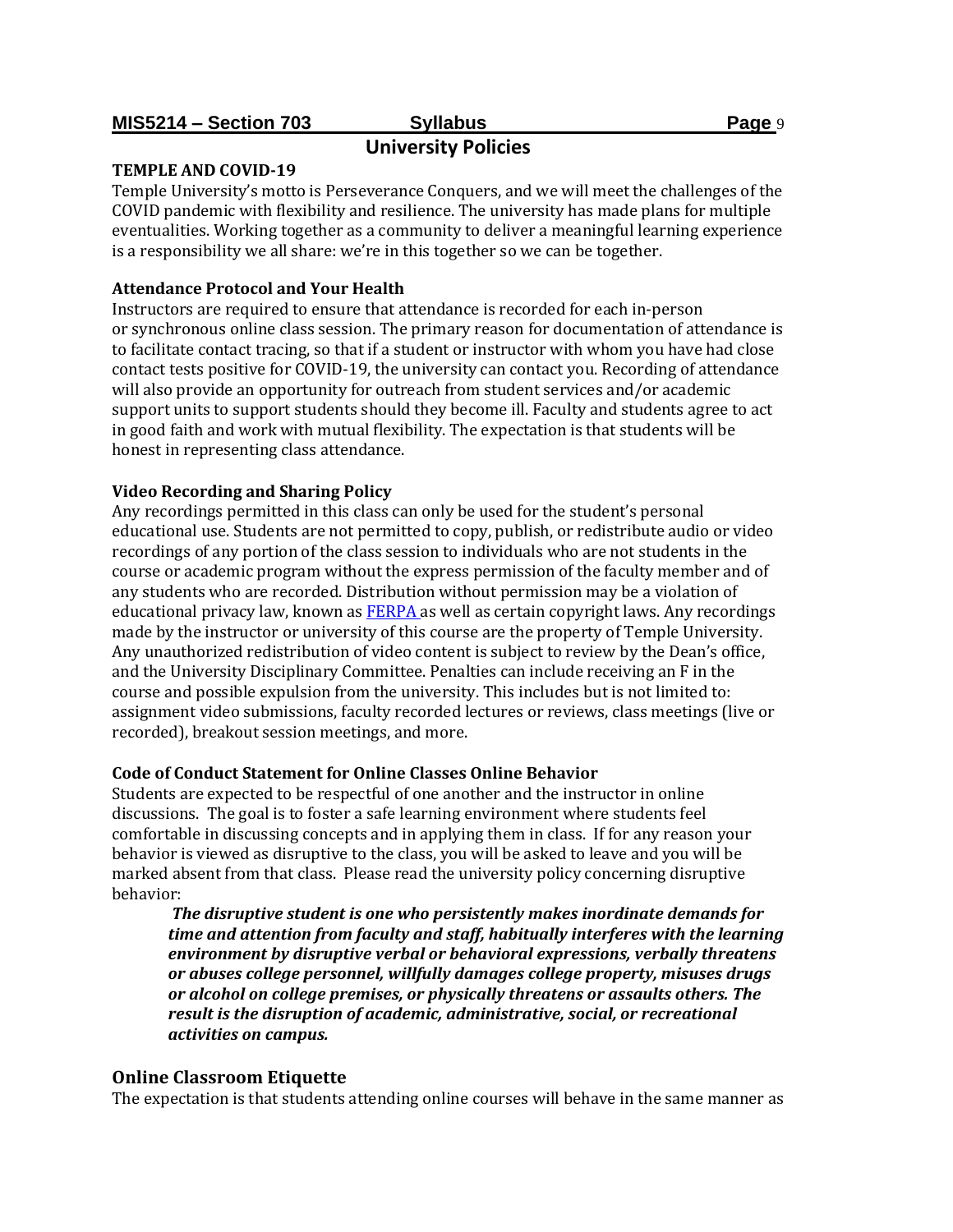# University Policies

**TEMPLE AND COVID-19**

Temple University's motto is Perseverance Conquers, and we will meet the challenges of the COVID pandemic with flexibility and resilience. The university has made plans for multiple eventualities. Working together as a community to deliver a meaningful learning experience is a responsibility we all share: we're in this together so we can be together.

**Attendance Protocol and Your Health**

Instructors are required to ensure that attendance is recorded for each in-person or synchronous online class session. The primary reason for documentation of attendance is to facilitate contact tracing, so that if a student or instructor with whom you have had close contact tests positive for COVID-19, the university can contact you. Recording of attendance will also provide an opportunity for outreach from student services and/or academic support units to support students should they become ill. Faculty and students agree to act in good faith and work with mutual flexibility. The expectation is that students will be honest in representing class attendance.

**Video Recording and Sharing Policy**

Any recordings permitted in this class can only be used for the student's personal educational use. Students are not permitted to copy, publish, or redistribute audio or video recordings of any portion of the class session to individuals who are not students in the course or academic program without the express permission of the faculty member and of any students who are recorded. Distribution without permission may be a violation of educational privacy law, known as FERPA as well as certain copyright laws. Any recordings made by the instructor or university of this course are the property of Temple University. Any unauthorized redistribution of video content is subject to review by the Dean's office, and the University Disciplinary Committee. Penalties can include receiving an F in the course and possible expulsion from the university. This includes but is not limited to: assignment video submissions, faculty recorded lectures or reviews, class meetings (live or recorded), breakout session meetings, and more.

**Code of Conduct Statement for Online Classes Online Behavior**

Students are expected to be respectful of one another and the instructor in online discussions. The goal is to foster a safe learning environment where students feel comfortable in discussing concepts and in applying them in class. If for any reason your behavior is viewed as disruptive to the class, you will be asked to leave and you will be marked absent from that class. Please read the university policy concerning disruptive behavior:

> ***The disruptive student is one who persistently makes inordinate demands for time and attention from faculty and staff, habitually interferes with the learning environment by disruptive verbal or behavioral expressions, verbally threatens or abuses college personnel, willfully damages college property, misuses drugs or alcohol on college premises, or physically threatens or assaults others. The result is the disruption of academic, administrative, social, or recreational activities on campus.***

## Online Classroom Etiquette

The expectation is that students attending online courses will behave in the same manner as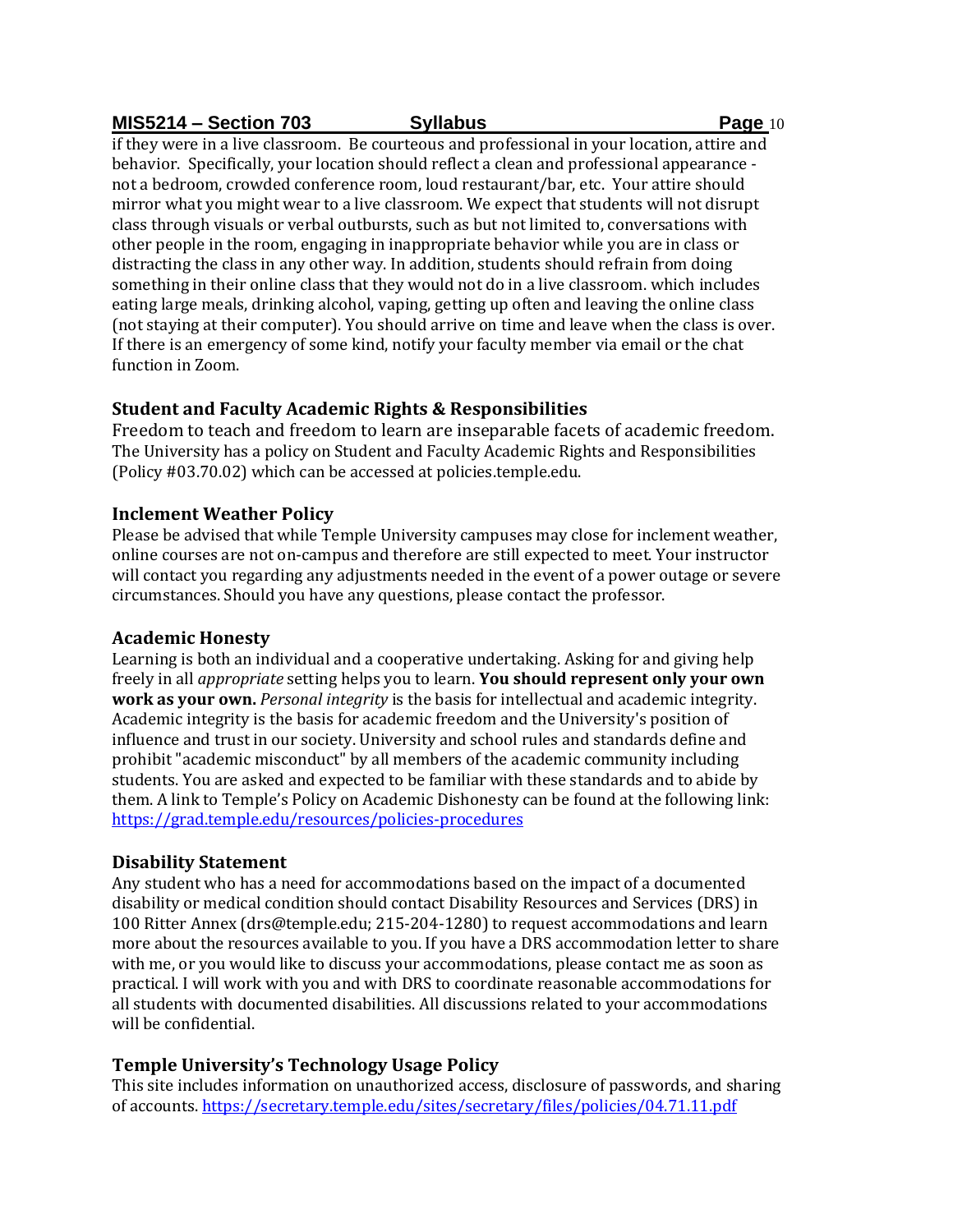if they were in a live classroom. Be courteous and professional in your location, attire and behavior. Specifically, your location should reflect a clean and professional appearance - not a bedroom, crowded conference room, loud restaurant/bar, etc. Your attire should mirror what you might wear to a live classroom. We expect that students will not disrupt class through visuals or verbal outbursts, such as but not limited to, conversations with other people in the room, engaging in inappropriate behavior while you are in class or distracting the class in any other way. In addition, students should refrain from doing something in their online class that they would not do in a live classroom. which includes eating large meals, drinking alcohol, vaping, getting up often and leaving the online class (not staying at their computer). You should arrive on time and leave when the class is over. If there is an emergency of some kind, notify your faculty member via email or the chat function in Zoom.

### Student and Faculty Academic Rights & Responsibilities

Freedom to teach and freedom to learn are inseparable facets of academic freedom. The University has a policy on Student and Faculty Academic Rights and Responsibilities (Policy #03.70.02) which can be accessed at policies.temple.edu.

### Inclement Weather Policy

Please be advised that while Temple University campuses may close for inclement weather, online courses are not on-campus and therefore are still expected to meet. Your instructor will contact you regarding any adjustments needed in the event of a power outage or severe circumstances. Should you have any questions, please contact the professor.

### Academic Honesty

Learning is both an individual and a cooperative undertaking. Asking for and giving help freely in all *appropriate* setting helps you to learn. **You should represent only your own work as your own.** *Personal integrity* is the basis for intellectual and academic integrity. Academic integrity is the basis for academic freedom and the University's position of influence and trust in our society. University and school rules and standards define and prohibit "academic misconduct" by all members of the academic community including students. You are asked and expected to be familiar with these standards and to abide by them. A link to Temple's Policy on Academic Dishonesty can be found at the following link: https://grad.temple.edu/resources/policies-procedures

### Disability Statement

Any student who has a need for accommodations based on the impact of a documented disability or medical condition should contact Disability Resources and Services (DRS) in 100 Ritter Annex (drs@temple.edu; 215-204-1280) to request accommodations and learn more about the resources available to you. If you have a DRS accommodation letter to share with me, or you would like to discuss your accommodations, please contact me as soon as practical. I will work with you and with DRS to coordinate reasonable accommodations for all students with documented disabilities. All discussions related to your accommodations will be confidential.

### Temple University's Technology Usage Policy

This site includes information on unauthorized access, disclosure of passwords, and sharing of accounts. https://secretary.temple.edu/sites/secretary/files/policies/04.71.11.pdf